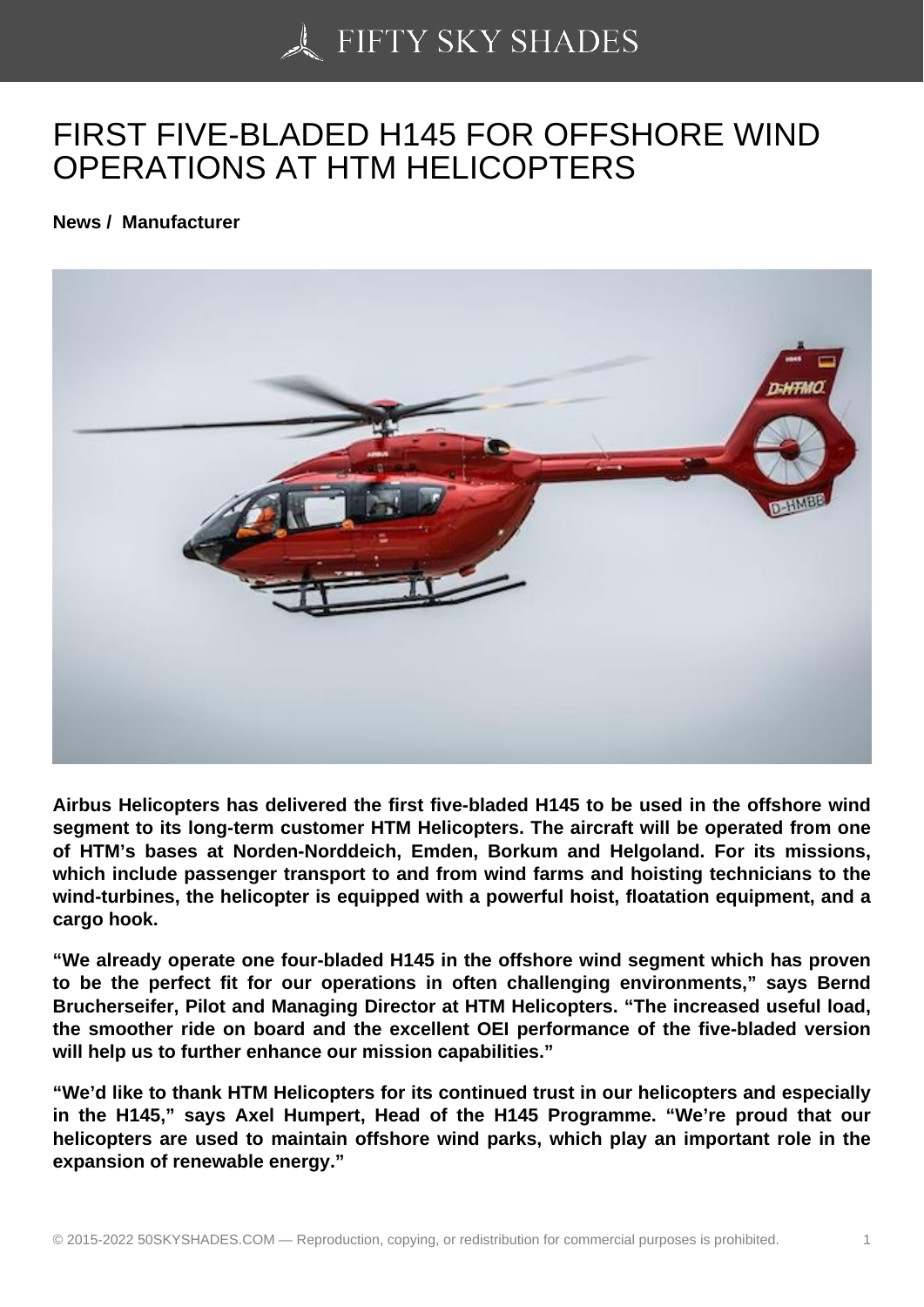# FIRST FIVE-BLADED H145 FOR OFFSHORE WIND OPERATIONS AT HTM HELICOPTERS

**News / Manufacturer**

**Airbus Helicopters has delivered the first five-bladed H145 to be used in the offshore wind segment to its long-term customer HTM Helicopters. The aircraft will be operated from one of HTM's bases at Norden-Norddeich, Emden, Borkum and Helgoland. For its missions, which include passenger transport to and from wind farms and hoisting technicians to the wind-turbines, the helicopter is equipped with a powerful hoist, floatation equipment, and a cargo hook.**

**"We already operate one four-bladed H145 in the offshore wind segment which has proven to be the perfect fit for our operations in often challenging environments," says Bernd Brucherseifer, Pilot and Managing Director at HTM Helicopters. "The increased useful load, the smoother ride on board and the excellent OEI performance of the five-bladed version will help us to further enhance our mission capabilities."**

**"We'd like to thank HTM Helicopters for its continued trust in our helicopters and especially in the H145," says Axel Humpert, Head of the H145 Programme. "We're proud that our helicopters are used to maintain offshore wind parks, which play an important role in the expansion of renewable energy."**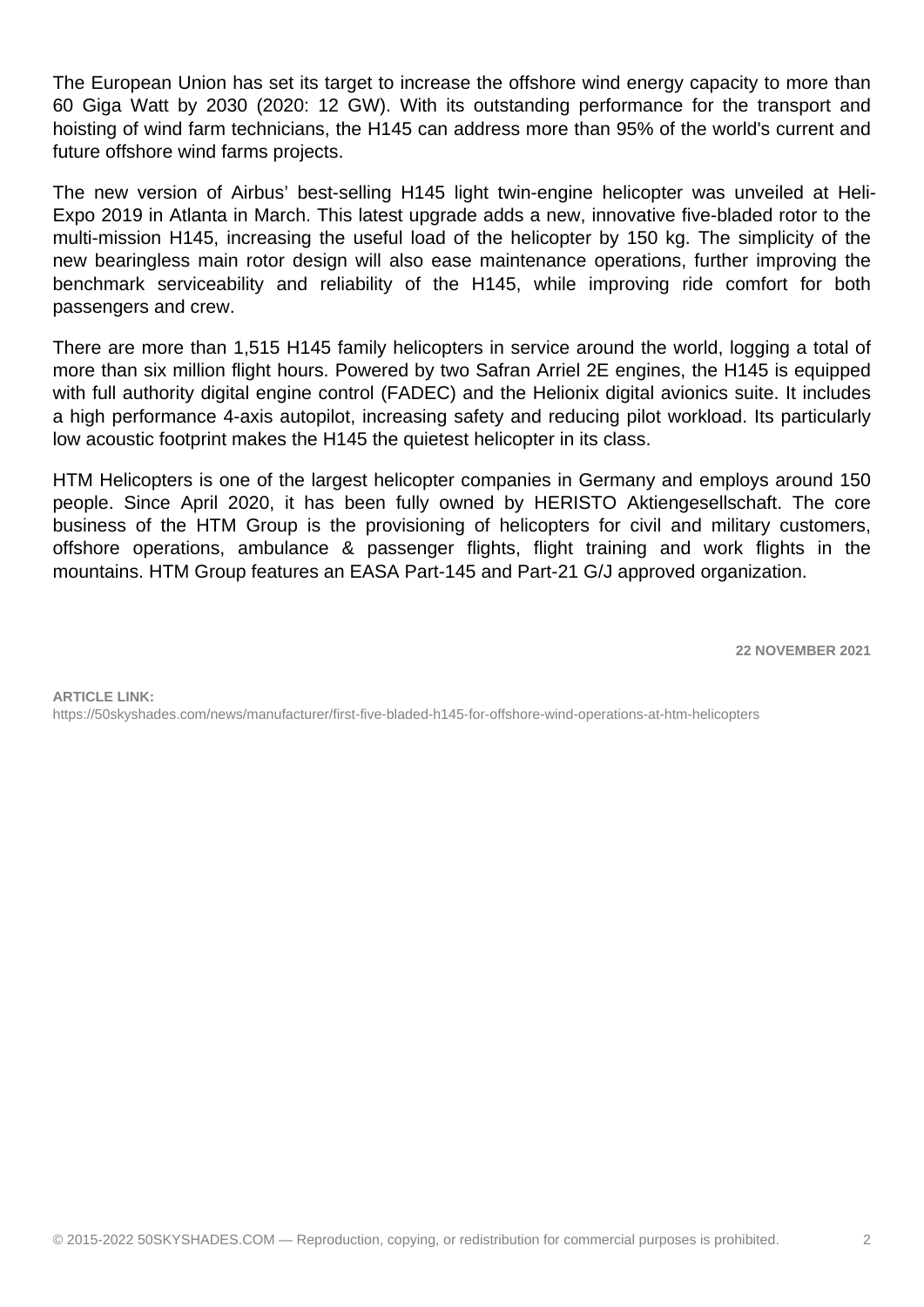The European Union has set its target to increase the offshore wind energy capacity to more than 60 Giga Watt by 2030 (2020: 12 GW). With its outstanding performance for the transport and hoisting of wind farm technicians, the H145 can address more than 95% of the world's current and future offshore wind farms projects.

The new version of Airbus' best-selling H145 light twin-engine helicopter was unveiled at Heli-Expo 2019 in Atlanta in March. This latest upgrade adds a new, innovative five-bladed rotor to the multi-mission H145, increasing the useful load of the helicopter by 150 kg. The simplicity of the new bearingless main rotor design will also ease maintenance operations, further improving the benchmark serviceability and reliability of the H145, while improving ride comfort for both passengers and crew.

There are more than 1,515 H145 family helicopters in service around the world, logging a total of more than six million flight hours. Powered by two Safran Arriel 2E engines, the H145 is equipped with full authority digital engine control (FADEC) and the Helionix digital avionics suite. It includes a high performance 4-axis autopilot, increasing safety and reducing pilot workload. Its particularly low acoustic footprint makes the H145 the quietest helicopter in its class.

HTM Helicopters is one of the largest helicopter companies in Germany and employs around 150 people. Since April 2020, it has been fully owned by HERISTO Aktiengesellschaft. The core business of the HTM Group is the provisioning of helicopters for civil and military customers, offshore operations, ambulance & passenger flights, flight training and work flights in the mountains. HTM Group features an EASA Part-145 and Part-21 G/J approved organization.

**22 NOVEMBER 2021**

**ARTICLE LINK:**
https://50skyshades.com/news/manufacturer/first-five-bladed-h145-for-offshore-wind-operations-at-htm-helicopters

© 2015-2022 50SKYSHADES.COM — Reproduction, copying, or redistribution for commercial purposes is prohibited.